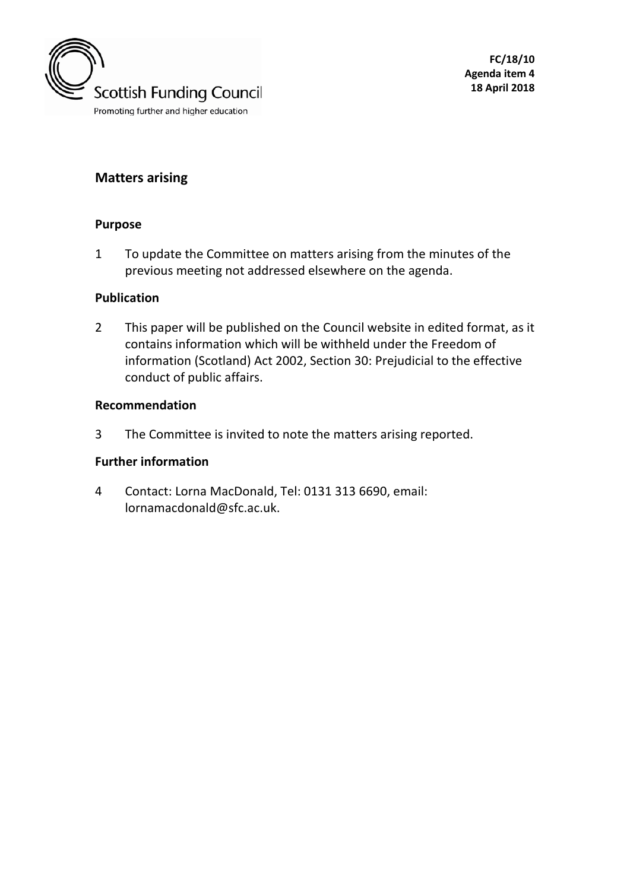Scottish Funding Council

Promoting further and higher education

**FC/18/10**
**Agenda item 4**
**18 April 2018**

## Matters arising

### Purpose

1 To update the Committee on matters arising from the minutes of the previous meeting not addressed elsewhere on the agenda.

### Publication

2 This paper will be published on the Council website in edited format, as it contains information which will be withheld under the Freedom of information (Scotland) Act 2002, Section 30: Prejudicial to the effective conduct of public affairs.

### Recommendation

3 The Committee is invited to note the matters arising reported.

### Further information

4 Contact: Lorna MacDonald, Tel: 0131 313 6690, email: lornamacdonald@sfc.ac.uk.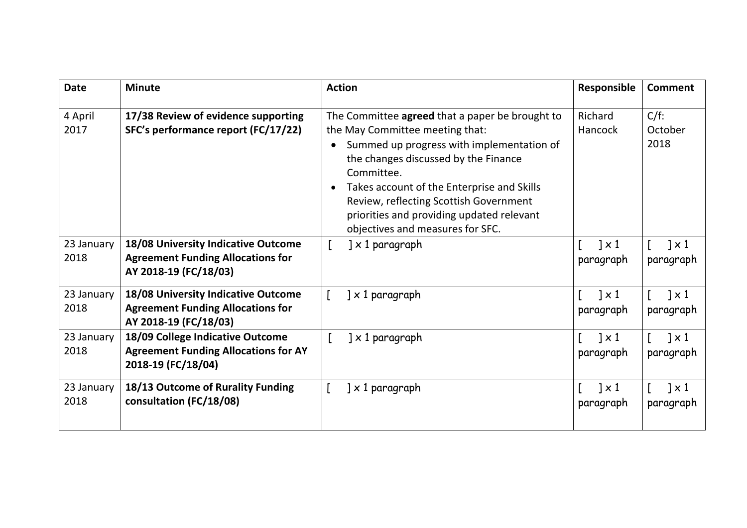| Date | Minute | Action | Responsible | Comment |
|---|---|---|---|---|
| 4 April 2017 | **17/38 Review of evidence supporting SFC's performance report (FC/17/22)** | The Committee **agreed** that a paper be brought to the May Committee meeting that:<br>• Summed up progress with implementation of the changes discussed by the Finance Committee.<br>• Takes account of the Enterprise and Skills Review, reflecting Scottish Government priorities and providing updated relevant objectives and measures for SFC. | Richard Hancock | C/f: October 2018 |
| 23 January 2018 | **18/08 University Indicative Outcome Agreement Funding Allocations for AY 2018-19 (FC/18/03)** | [ ] x 1 paragraph | [ ] x 1 paragraph | [ ] x 1 paragraph |
| 23 January 2018 | **18/08 University Indicative Outcome Agreement Funding Allocations for AY 2018-19 (FC/18/03)** | [ ] x 1 paragraph | [ ] x 1 paragraph | [ ] x 1 paragraph |
| 23 January 2018 | **18/09 College Indicative Outcome Agreement Funding Allocations for AY 2018-19 (FC/18/04)** | [ ] x 1 paragraph | [ ] x 1 paragraph | [ ] x 1 paragraph |
| 23 January 2018 | **18/13 Outcome of Rurality Funding consultation (FC/18/08)** | [ ] x 1 paragraph | [ ] x 1 paragraph | [ ] x 1 paragraph |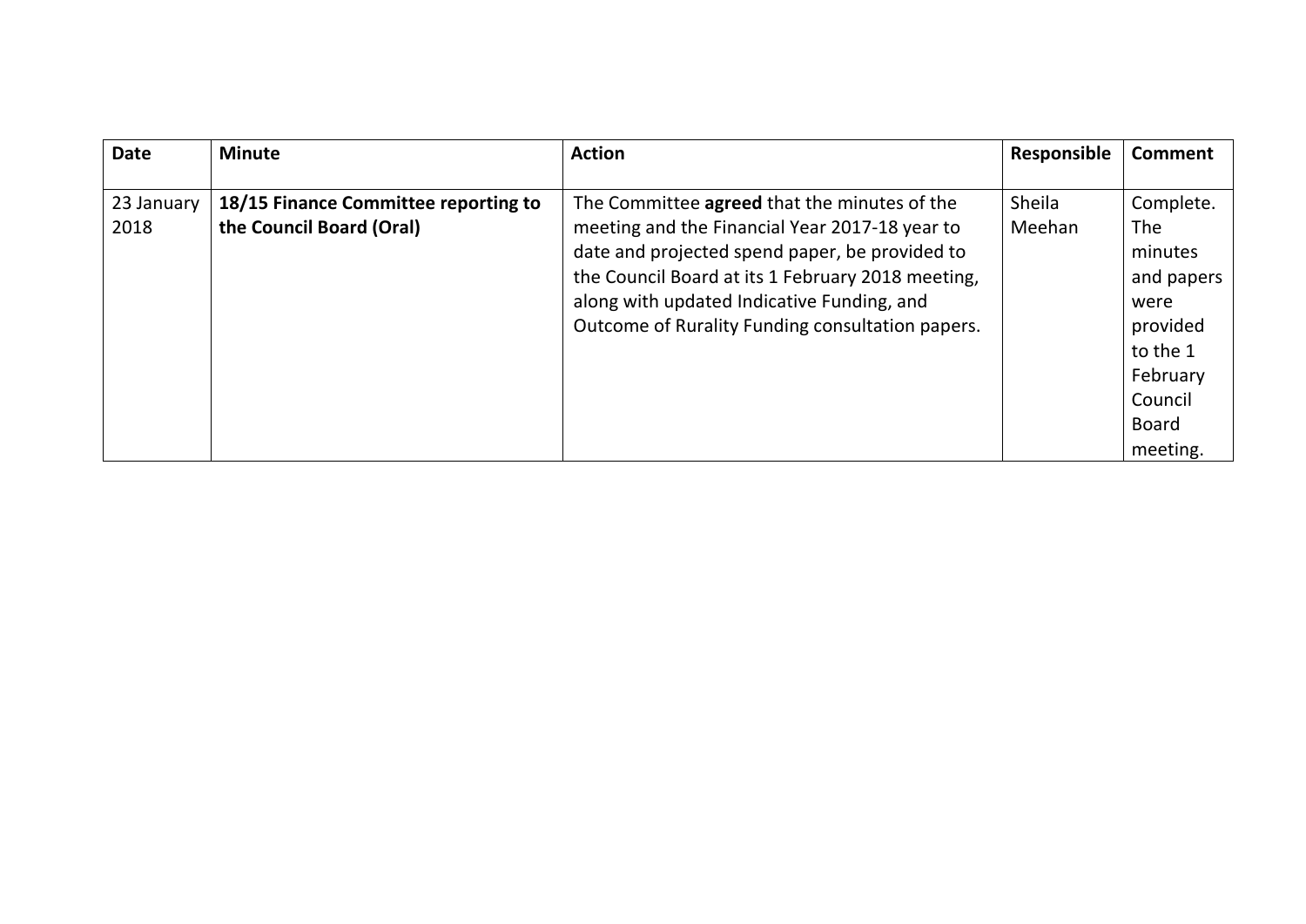| Date | Minute | Action | Responsible | Comment |
|---|---|---|---|---|
| 23 January 2018 | **18/15 Finance Committee reporting to the Council Board (Oral)** | The Committee **agreed** that the minutes of the meeting and the Financial Year 2017-18 year to date and projected spend paper, be provided to the Council Board at its 1 February 2018 meeting, along with updated Indicative Funding, and Outcome of Rurality Funding consultation papers. | Sheila Meehan | Complete. The minutes and papers were provided to the 1 February Council Board meeting. |